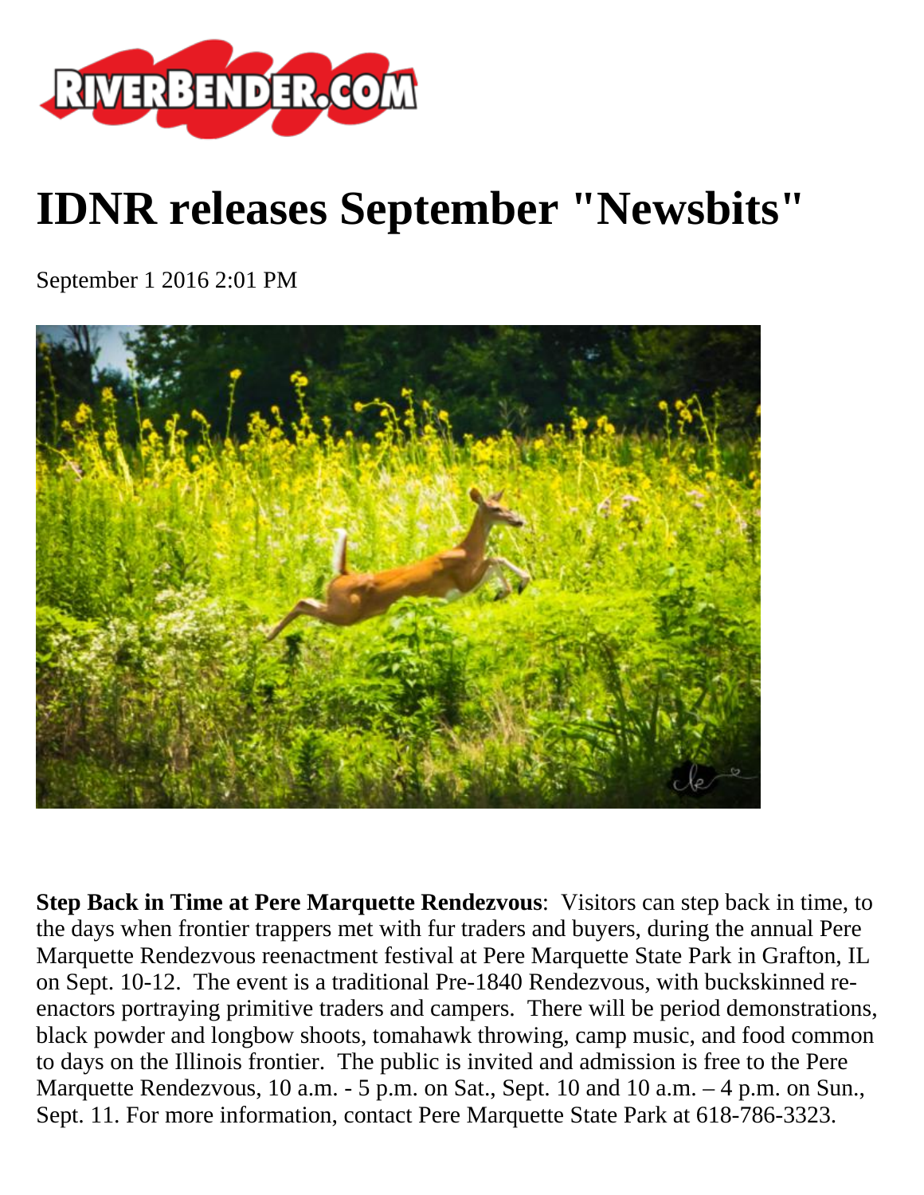# IDNR releases September "Newsbits"

September 1 2016 2:01 PM

**Step Back in Time at Pere Marquette Rendezvous**: Visitors can step back in time, to the days when frontier trappers met with fur traders and buyers, during the annual Pere Marquette Rendezvous reenactment festival at Pere Marquette State Park in Grafton, IL on Sept. 10-12. The event is a traditional Pre-1840 Rendezvous, with buckskinned re-enactors portraying primitive traders and campers. There will be period demonstrations, black powder and longbow shoots, tomahawk throwing, camp music, and food common to days on the Illinois frontier. The public is invited and admission is free to the Pere Marquette Rendezvous, 10 a.m. - 5 p.m. on Sat., Sept. 10 and 10 a.m. – 4 p.m. on Sun., Sept. 11. For more information, contact Pere Marquette State Park at 618-786-3323.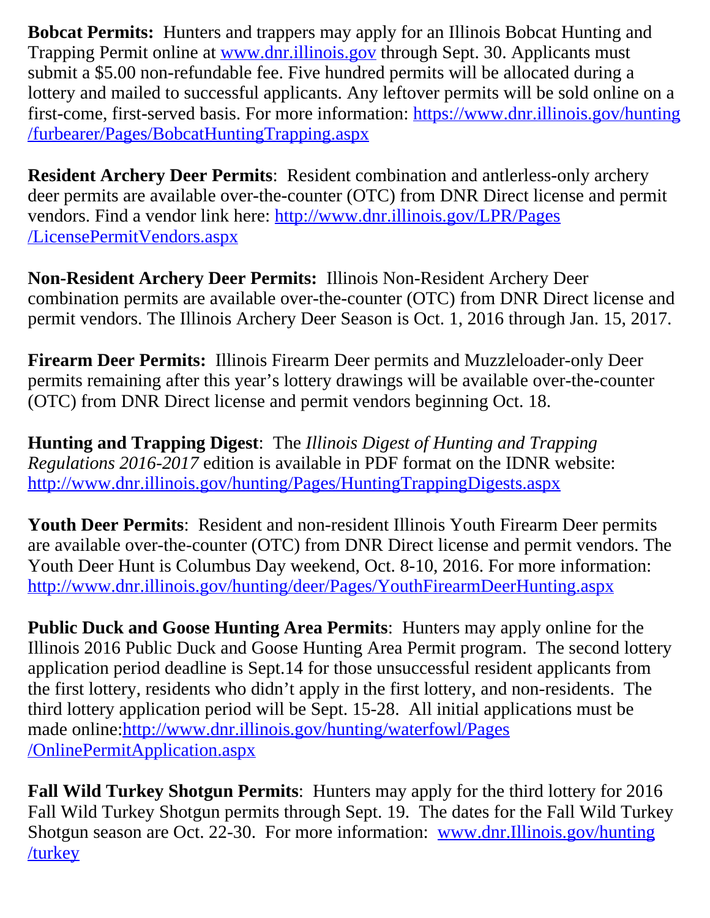**Bobcat Permits:** Hunters and trappers may apply for an Illinois Bobcat Hunting and Trapping Permit online at www.dnr.illinois.gov through Sept. 30. Applicants must submit a $5.00 non-refundable fee. Five hundred permits will be allocated during a lottery and mailed to successful applicants. Any leftover permits will be sold online on a first-come, first-served basis. For more information: https://www.dnr.illinois.gov/hunting/furbearer/Pages/BobcatHuntingTrapping.aspx

**Resident Archery Deer Permits**: Resident combination and antlerless-only archery deer permits are available over-the-counter (OTC) from DNR Direct license and permit vendors. Find a vendor link here: http://www.dnr.illinois.gov/LPR/Pages/LicensePermitVendors.aspx

**Non-Resident Archery Deer Permits:** Illinois Non-Resident Archery Deer combination permits are available over-the-counter (OTC) from DNR Direct license and permit vendors. The Illinois Archery Deer Season is Oct. 1, 2016 through Jan. 15, 2017.

**Firearm Deer Permits:** Illinois Firearm Deer permits and Muzzleloader-only Deer permits remaining after this year's lottery drawings will be available over-the-counter (OTC) from DNR Direct license and permit vendors beginning Oct. 18.

**Hunting and Trapping Digest**: The *Illinois Digest of Hunting and Trapping Regulations 2016-2017* edition is available in PDF format on the IDNR website: http://www.dnr.illinois.gov/hunting/Pages/HuntingTrappingDigests.aspx

**Youth Deer Permits**: Resident and non-resident Illinois Youth Firearm Deer permits are available over-the-counter (OTC) from DNR Direct license and permit vendors. The Youth Deer Hunt is Columbus Day weekend, Oct. 8-10, 2016. For more information: http://www.dnr.illinois.gov/hunting/deer/Pages/YouthFirearmDeerHunting.aspx

**Public Duck and Goose Hunting Area Permits**: Hunters may apply online for the Illinois 2016 Public Duck and Goose Hunting Area Permit program. The second lottery application period deadline is Sept.14 for those unsuccessful resident applicants from the first lottery, residents who didn't apply in the first lottery, and non-residents. The third lottery application period will be Sept. 15-28. All initial applications must be made online:http://www.dnr.illinois.gov/hunting/waterfowl/Pages/OnlinePermitApplication.aspx

**Fall Wild Turkey Shotgun Permits**: Hunters may apply for the third lottery for 2016 Fall Wild Turkey Shotgun permits through Sept. 19. The dates for the Fall Wild Turkey Shotgun season are Oct. 22-30. For more information: www.dnr.Illinois.gov/hunting/turkey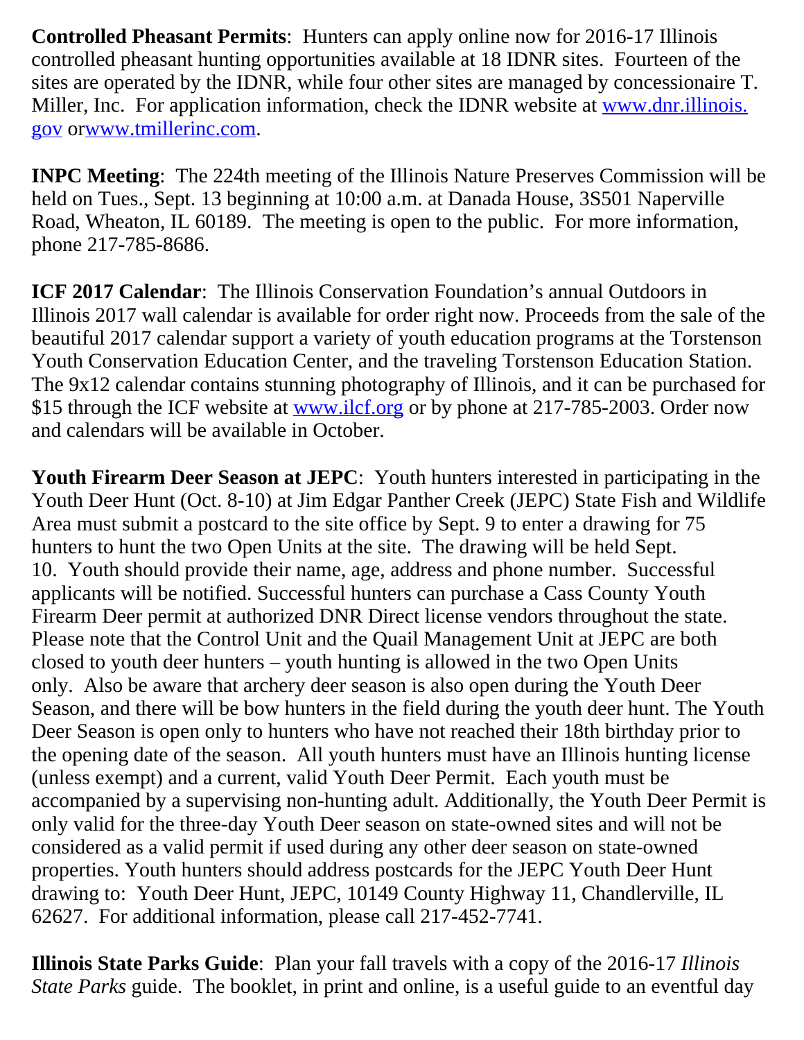**Controlled Pheasant Permits**: Hunters can apply online now for 2016-17 Illinois controlled pheasant hunting opportunities available at 18 IDNR sites. Fourteen of the sites are operated by the IDNR, while four other sites are managed by concessionaire T. Miller, Inc. For application information, check the IDNR website at [www.dnr.illinois.gov](http://www.dnr.illinois.gov) or[www.tmillerinc.com](http://www.tmillerinc.com).

**INPC Meeting**: The 224th meeting of the Illinois Nature Preserves Commission will be held on Tues., Sept. 13 beginning at 10:00 a.m. at Danada House, 3S501 Naperville Road, Wheaton, IL 60189. The meeting is open to the public. For more information, phone 217-785-8686.

**ICF 2017 Calendar**: The Illinois Conservation Foundation's annual Outdoors in Illinois 2017 wall calendar is available for order right now. Proceeds from the sale of the beautiful 2017 calendar support a variety of youth education programs at the Torstenson Youth Conservation Education Center, and the traveling Torstenson Education Station. The 9x12 calendar contains stunning photography of Illinois, and it can be purchased for $15 through the ICF website at [www.ilcf.org](http://www.ilcf.org) or by phone at 217-785-2003. Order now and calendars will be available in October.

**Youth Firearm Deer Season at JEPC**: Youth hunters interested in participating in the Youth Deer Hunt (Oct. 8-10) at Jim Edgar Panther Creek (JEPC) State Fish and Wildlife Area must submit a postcard to the site office by Sept. 9 to enter a drawing for 75 hunters to hunt the two Open Units at the site. The drawing will be held Sept. 10. Youth should provide their name, age, address and phone number. Successful applicants will be notified. Successful hunters can purchase a Cass County Youth Firearm Deer permit at authorized DNR Direct license vendors throughout the state. Please note that the Control Unit and the Quail Management Unit at JEPC are both closed to youth deer hunters – youth hunting is allowed in the two Open Units only. Also be aware that archery deer season is also open during the Youth Deer Season, and there will be bow hunters in the field during the youth deer hunt. The Youth Deer Season is open only to hunters who have not reached their 18th birthday prior to the opening date of the season. All youth hunters must have an Illinois hunting license (unless exempt) and a current, valid Youth Deer Permit. Each youth must be accompanied by a supervising non-hunting adult. Additionally, the Youth Deer Permit is only valid for the three-day Youth Deer season on state-owned sites and will not be considered as a valid permit if used during any other deer season on state-owned properties. Youth hunters should address postcards for the JEPC Youth Deer Hunt drawing to: Youth Deer Hunt, JEPC, 10149 County Highway 11, Chandlerville, IL 62627. For additional information, please call 217-452-7741.

**Illinois State Parks Guide**: Plan your fall travels with a copy of the 2016-17 *Illinois State Parks* guide. The booklet, in print and online, is a useful guide to an eventful day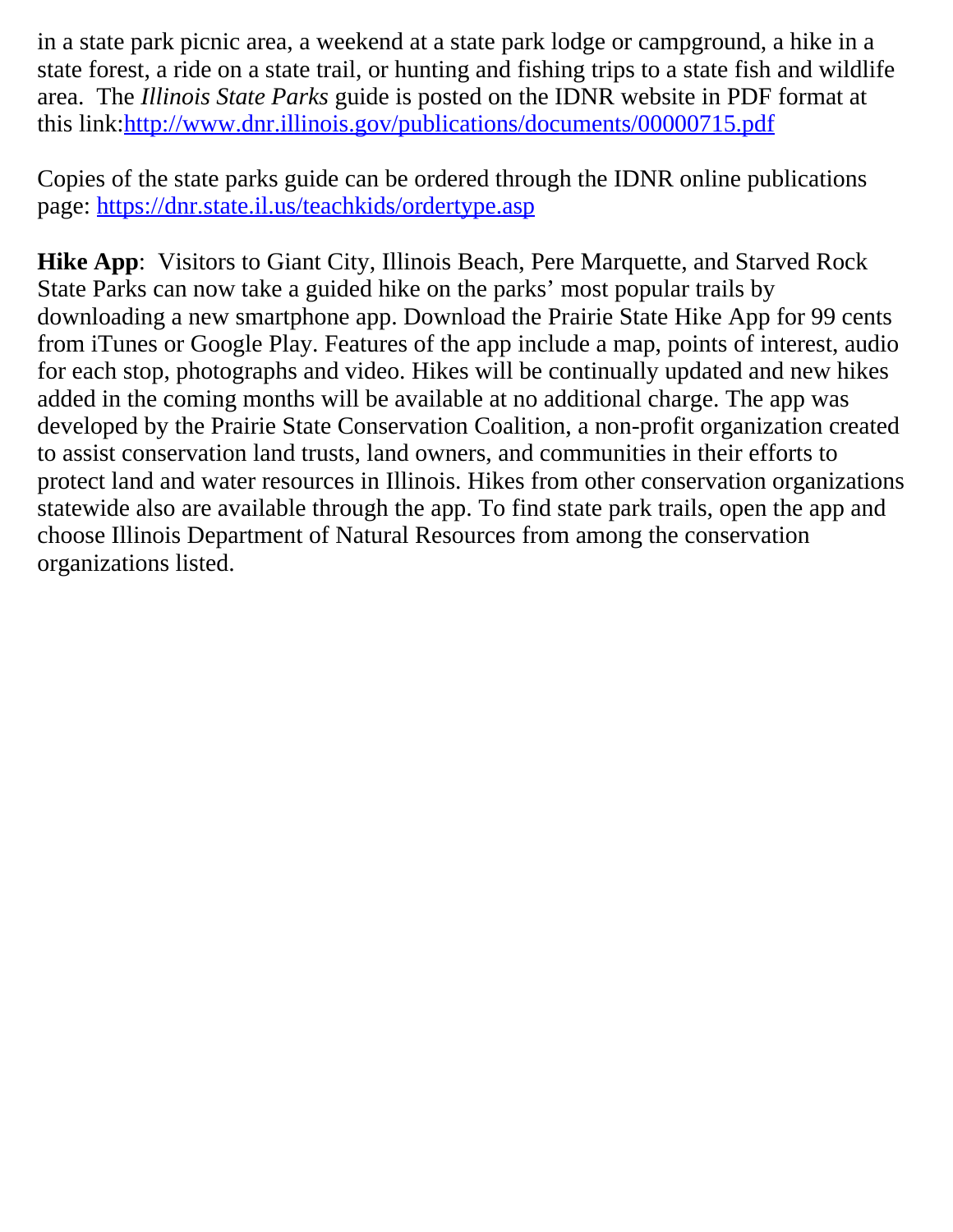in a state park picnic area, a weekend at a state park lodge or campground, a hike in a state forest, a ride on a state trail, or hunting and fishing trips to a state fish and wildlife area. The *Illinois State Parks* guide is posted on the IDNR website in PDF format at this link:[http://www.dnr.illinois.gov/publications/documents/00000715.pdf](http://www.dnr.illinois.gov/publications/documents/00000715.pdf)

Copies of the state parks guide can be ordered through the IDNR online publications page: [https://dnr.state.il.us/teachkids/ordertype.asp](https://dnr.state.il.us/teachkids/ordertype.asp)

**Hike App**: Visitors to Giant City, Illinois Beach, Pere Marquette, and Starved Rock State Parks can now take a guided hike on the parks' most popular trails by downloading a new smartphone app. Download the Prairie State Hike App for 99 cents from iTunes or Google Play. Features of the app include a map, points of interest, audio for each stop, photographs and video. Hikes will be continually updated and new hikes added in the coming months will be available at no additional charge. The app was developed by the Prairie State Conservation Coalition, a non-profit organization created to assist conservation land trusts, land owners, and communities in their efforts to protect land and water resources in Illinois. Hikes from other conservation organizations statewide also are available through the app. To find state park trails, open the app and choose Illinois Department of Natural Resources from among the conservation organizations listed.